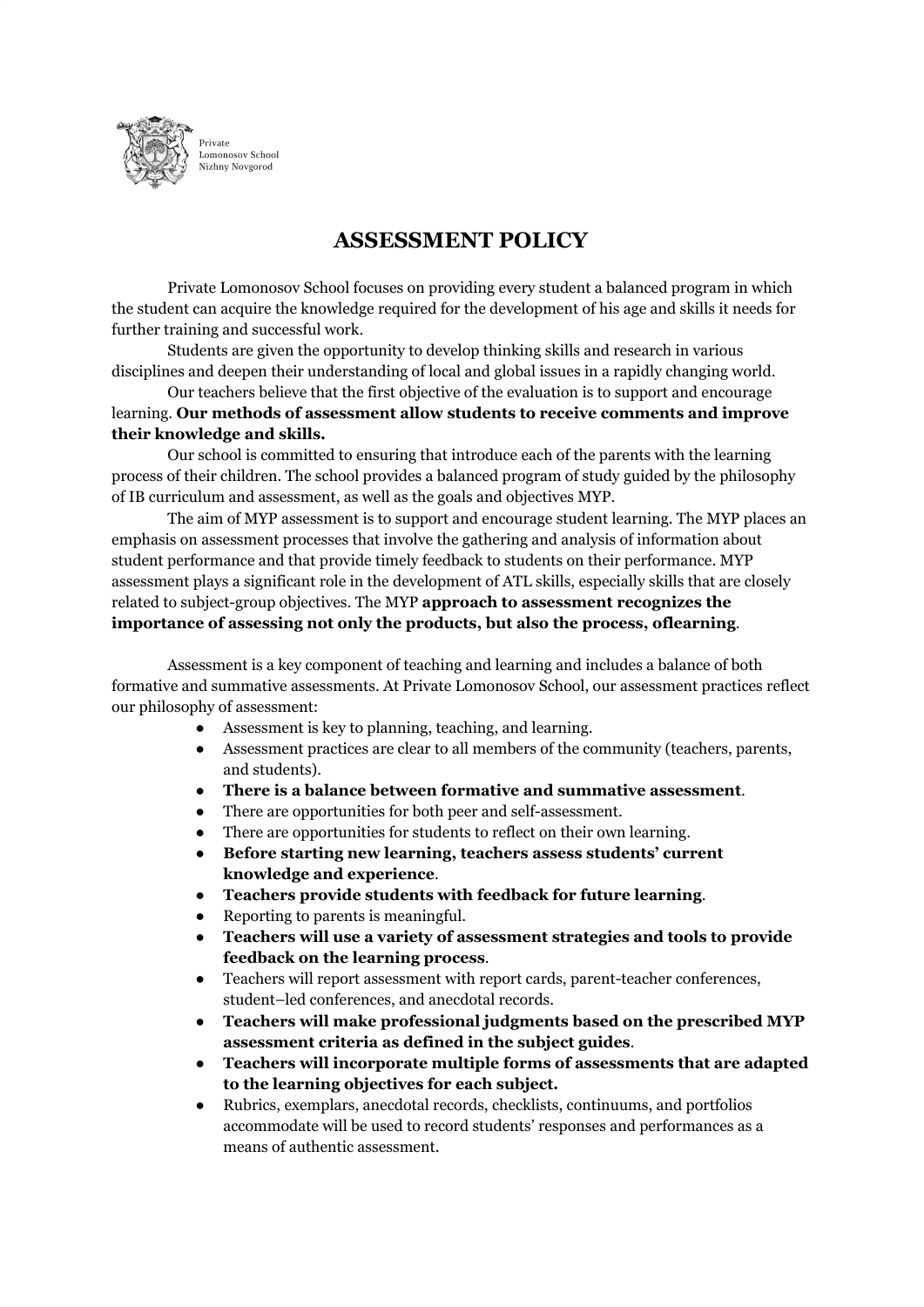Private
Lomonosov School
Nizhny Novgorod

# ASSESSMENT POLICY

Private Lomonosov School focuses on providing every student a balanced program in which the student can acquire the knowledge required for the development of his age and skills it needs for further training and successful work.

Students are given the opportunity to develop thinking skills and research in various disciplines and deepen their understanding of local and global issues in a rapidly changing world.

Our teachers believe that the first objective of the evaluation is to support and encourage learning. **Our methods of assessment allow students to receive comments and improve their knowledge and skills.**

Our school is committed to ensuring that introduce each of the parents with the learning process of their children. The school provides a balanced program of study guided by the philosophy of IB curriculum and assessment, as well as the goals and objectives MYP.

The aim of MYP assessment is to support and encourage student learning. The MYP places an emphasis on assessment processes that involve the gathering and analysis of information about student performance and that provide timely feedback to students on their performance. MYP assessment plays a significant role in the development of ATL skills, especially skills that are closely related to subject-group objectives. The MYP **approach to assessment recognizes the importance of assessing not only the products, but also the process, oflearning**.

Assessment is a key component of teaching and learning and includes a balance of both formative and summative assessments. At Private Lomonosov School, our assessment practices reflect our philosophy of assessment:

- Assessment is key to planning, teaching, and learning.
- Assessment practices are clear to all members of the community (teachers, parents, and students).
- **There is a balance between formative and summative assessment**.
- There are opportunities for both peer and self-assessment.
- There are opportunities for students to reflect on their own learning.
- **Before starting new learning, teachers assess students' current knowledge and experience**.
- **Teachers provide students with feedback for future learning**.
- Reporting to parents is meaningful.
- **Teachers will use a variety of assessment strategies and tools to provide feedback on the learning process**.
- Teachers will report assessment with report cards, parent-teacher conferences, student–led conferences, and anecdotal records.
- **Teachers will make professional judgments based on the prescribed MYP assessment criteria as defined in the subject guides**.
- **Teachers will incorporate multiple forms of assessments that are adapted to the learning objectives for each subject.**
- Rubrics, exemplars, anecdotal records, checklists, continuums, and portfolios accommodate will be used to record students' responses and performances as a means of authentic assessment.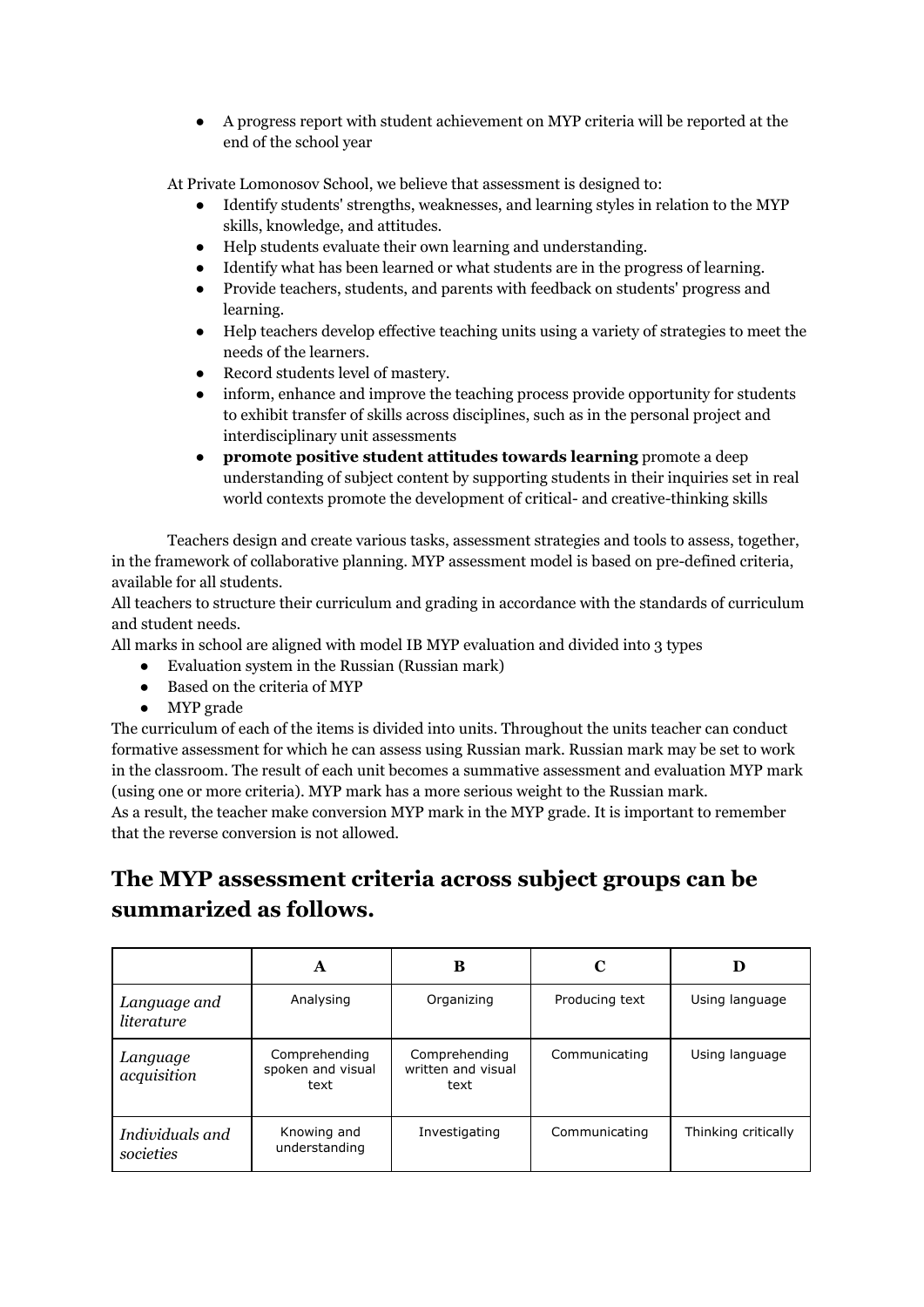- A progress report with student achievement on MYP criteria will be reported at the end of the school year

At Private Lomonosov School, we believe that assessment is designed to:

- Identify students' strengths, weaknesses, and learning styles in relation to the MYP skills, knowledge, and attitudes.
- Help students evaluate their own learning and understanding.
- Identify what has been learned or what students are in the progress of learning.
- Provide teachers, students, and parents with feedback on students' progress and learning.
- Help teachers develop effective teaching units using a variety of strategies to meet the needs of the learners.
- Record students level of mastery.
- inform, enhance and improve the teaching process provide opportunity for students to exhibit transfer of skills across disciplines, such as in the personal project and interdisciplinary unit assessments
- **promote positive student attitudes towards learning** promote a deep understanding of subject content by supporting students in their inquiries set in real world contexts promote the development of critical- and creative-thinking skills

Teachers design and create various tasks, assessment strategies and tools to assess, together, in the framework of collaborative planning. MYP assessment model is based on pre-defined criteria, available for all students.
All teachers to structure their curriculum and grading in accordance with the standards of curriculum and student needs.
All marks in school are aligned with model IB MYP evaluation and divided into 3 types

- Evaluation system in the Russian (Russian mark)
- Based on the criteria of MYP
- MYP grade

The curriculum of each of the items is divided into units. Throughout the units teacher can conduct formative assessment for which he can assess using Russian mark. Russian mark may be set to work in the classroom. The result of each unit becomes a summative assessment and evaluation MYP mark (using one or more criteria). MYP mark has a more serious weight to the Russian mark.
As a result, the teacher make conversion MYP mark in the MYP grade. It is important to remember that the reverse conversion is not allowed.

## The MYP assessment criteria across subject groups can be summarized as follows.

| | A | B | C | D |
|---|---|---|---|---|
| *Language and literature* | Analysing | Organizing | Producing text | Using language |
| *Language acquisition* | Comprehending spoken and visual text | Comprehending written and visual text | Communicating | Using language |
| *Individuals and societies* | Knowing and understanding | Investigating | Communicating | Thinking critically |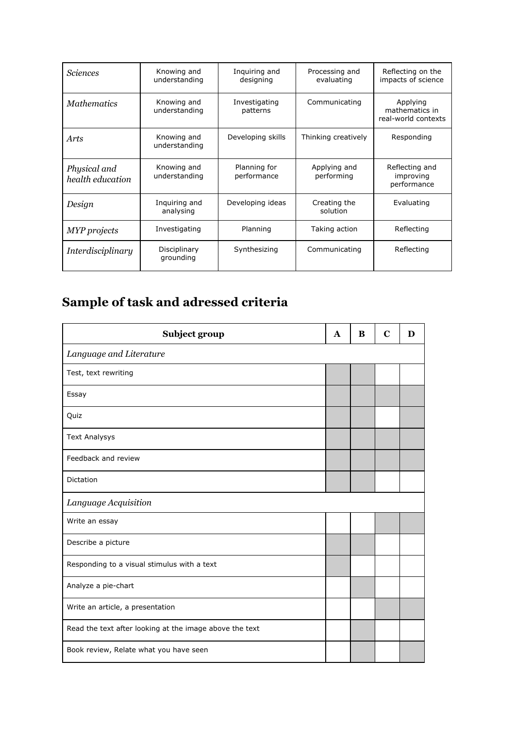| *Sciences* | Knowing and understanding | Inquiring and designing | Processing and evaluating | Reflecting on the impacts of science |
|---|---|---|---|---|
| *Mathematics* | Knowing and understanding | Investigating patterns | Communicating | Applying mathematics in real-world contexts |
| *Arts* | Knowing and understanding | Developing skills | Thinking creatively | Responding |
| *Physical and health education* | Knowing and understanding | Planning for performance | Applying and performing | Reflecting and improving performance |
| *Design* | Inquiring and analysing | Developing ideas | Creating the solution | Evaluating |
| *MYP projects* | Investigating | Planning | Taking action | Reflecting |
| *Interdisciplinary* | Disciplinary grounding | Synthesizing | Communicating | Reflecting |

## Sample of task and adressed criteria

| **Subject group** | **A** | **B** | **C** | **D** |
|---|---|---|---|---|
| *Language and Literature* | | | | |
| Test, text rewriting | X | X | | |
| Essay | X | X | X | X |
| Quiz | X | X | | X |
| Text Analysys | X | X | X | X |
| Feedback and review | X | X | X | X |
| Dictation | X | X | | |
| *Language Acquisition* | | | | |
| Write an essay | | | X | X |
| Describe a picture | X | X | | |
| Responding to a visual stimulus with a text | X | | | |
| Analyze a pie-chart | | X | | |
| Write an article, a presentation | | | X | X |
| Read the text after looking at the image above the text | | X | | |
| Book review, Relate what you have seen | | X | | X |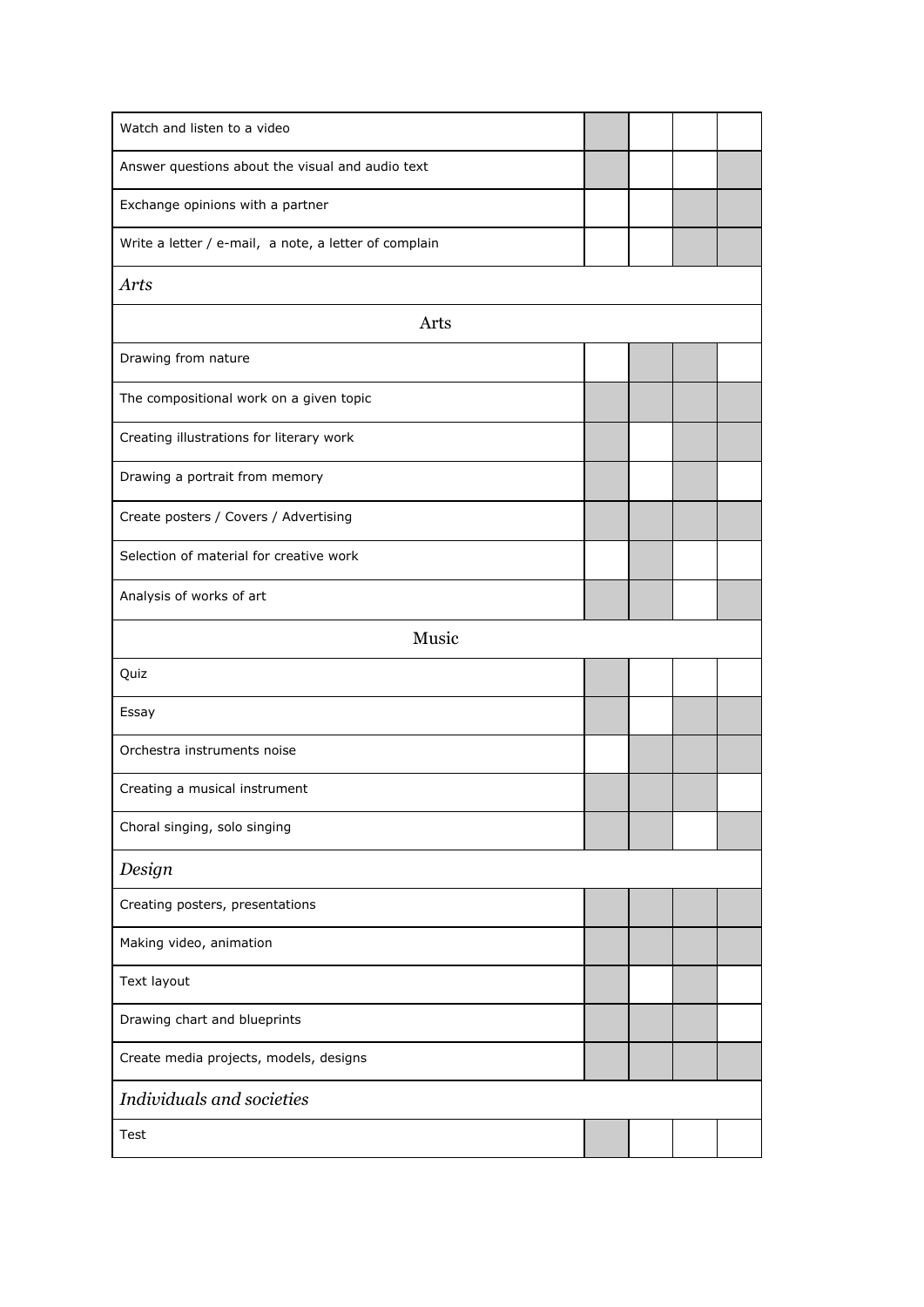| Watch and listen to a video | ■ | | | |
|---|---|---|---|---|
| Answer questions about the visual and audio text | ■ | | | ■ |
| Exchange opinions with a partner | | | ■ | ■ |
| Write a letter / e-mail, a note, a letter of complain | | | ■ | ■ |
| *Arts* | | | | |
| Arts | | | | |
| Drawing from nature | | ■ | ■ | |
| The compositional work on a given topic | ■ | ■ | ■ | ■ |
| Creating illustrations for literary work | ■ | | ■ | ■ |
| Drawing a portrait from memory | ■ | | ■ | |
| Create posters / Covers / Advertising | ■ | ■ | ■ | ■ |
| Selection of material for creative work | | ■ | | |
| Analysis of works of art | ■ | ■ | | ■ |
| Music | | | | |
| Quiz | ■ | | | |
| Essay | ■ | | ■ | ■ |
| Orchestra instruments noise | | ■ | ■ | ■ |
| Creating a musical instrument | ■ | ■ | ■ | |
| Choral singing, solo singing | ■ | ■ | | ■ |
| *Design* | | | | |
| Creating posters, presentations | ■ | ■ | ■ | ■ |
| Making video, animation | ■ | ■ | ■ | ■ |
| Text layout | ■ | | ■ | |
| Drawing chart and blueprints | ■ | ■ | ■ | |
| Create media projects, models, designs | ■ | ■ | ■ | ■ |
| *Individuals and societies* | | | | |
| Test | ■ | | | |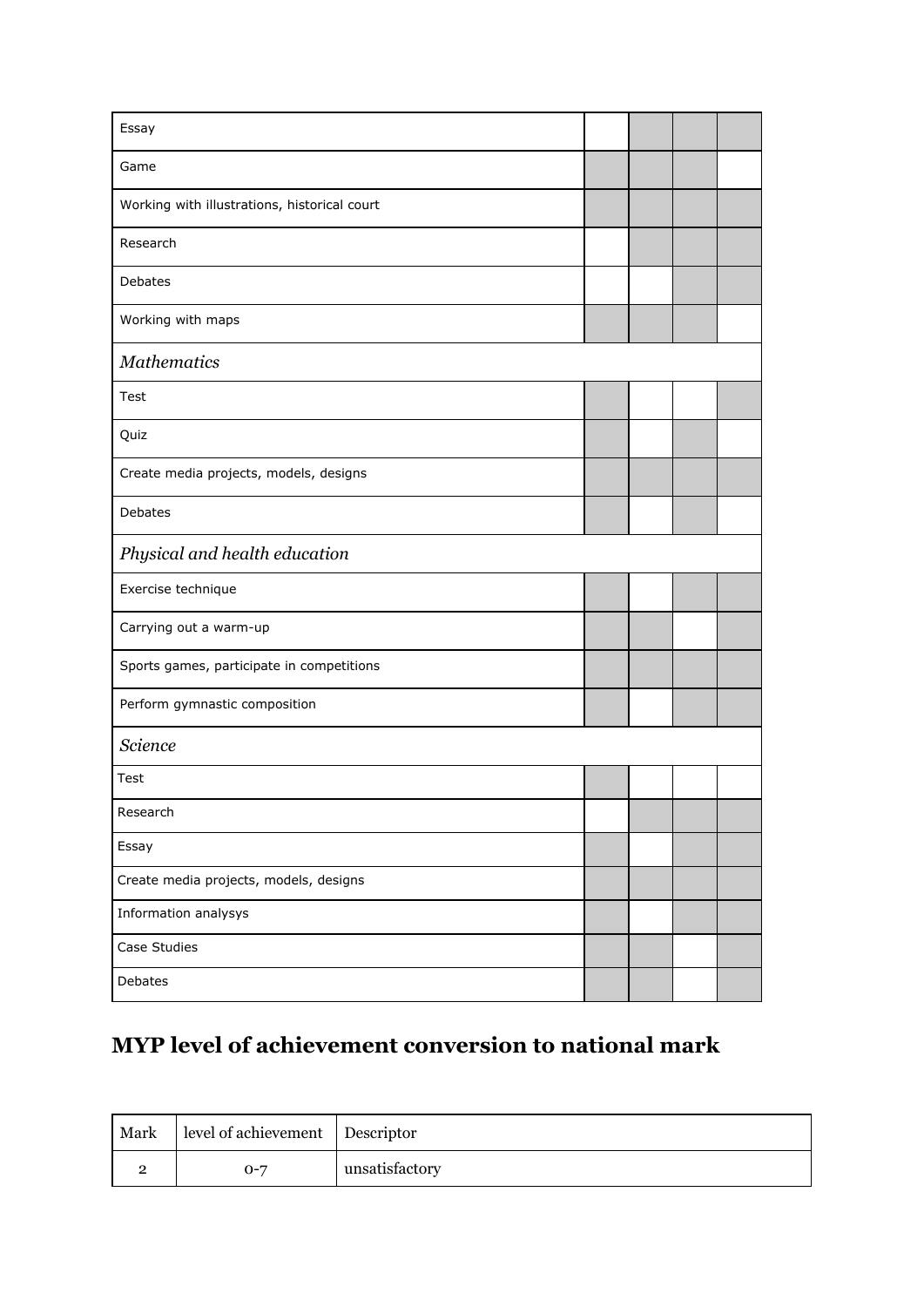| | | | | |
|---|---|---|---|---|
| Essay | | ■ | ■ | ■ |
| Game | ■ | ■ | ■ | |
| Working with illustrations, historical court | ■ | ■ | ■ | ■ |
| Research | | ■ | ■ | ■ |
| Debates | | | ■ | ■ |
| Working with maps | ■ | ■ | ■ | |
| *Mathematics* | | | | |
| Test | ■ | | | ■ |
| Quiz | ■ | | ■ | |
| Create media projects, models, designs | ■ | ■ | ■ | ■ |
| Debates | ■ | | ■ | |
| *Physical and health education* | | | | |
| Exercise technique | ■ | | ■ | ■ |
| Carrying out a warm-up | ■ | ■ | | ■ |
| Sports games, participate in competitions | ■ | ■ | ■ | ■ |
| Perform gymnastic composition | ■ | | ■ | ■ |
| *Science* | | | | |
| Test | ■ | | | |
| Research | | ■ | ■ | ■ |
| Essay | ■ | | ■ | ■ |
| Create media projects, models, designs | ■ | ■ | ■ | ■ |
| Information analysys | ■ | | ■ | ■ |
| Case Studies | ■ | ■ | | ■ |
| Debates | ■ | ■ | | ■ |

## MYP level of achievement conversion to national mark

| Mark | level of achievement | Descriptor |
|---|---|---|
| 2 | 0-7 | unsatisfactory |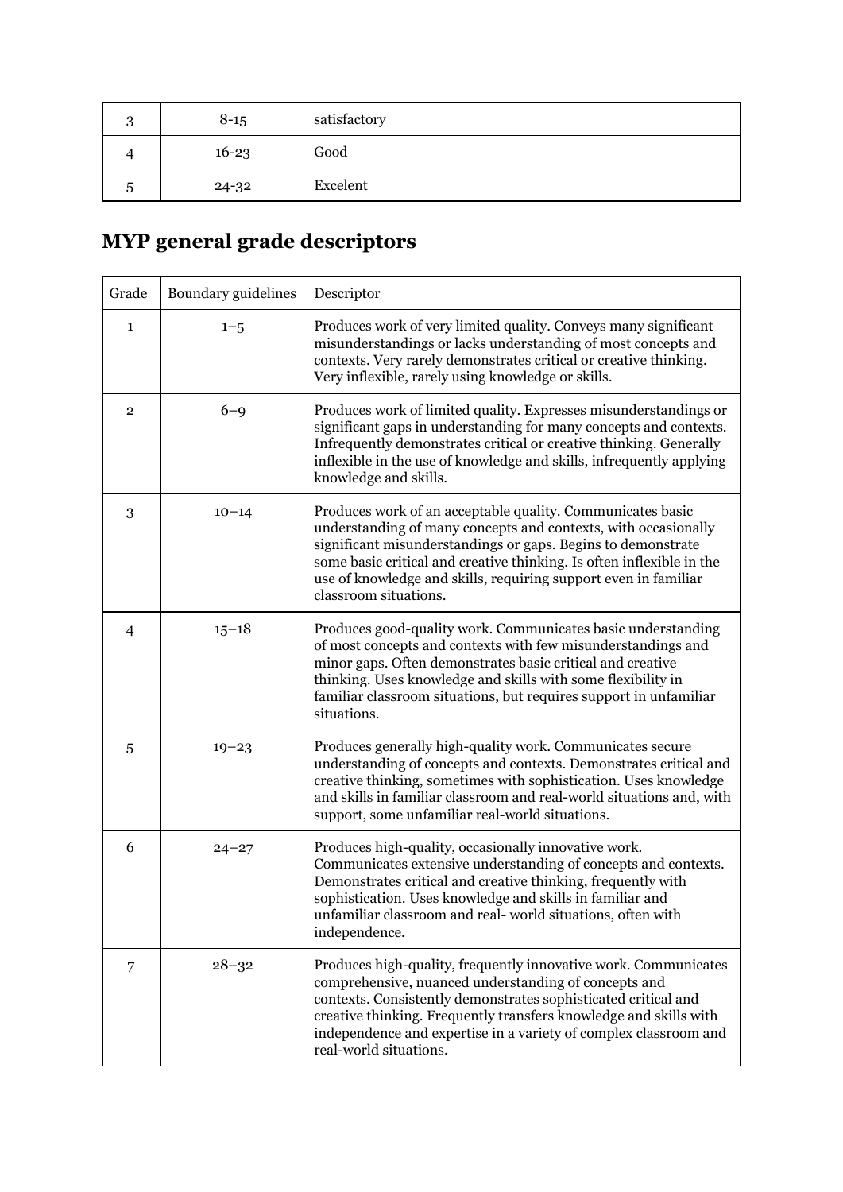| | | |
|---|---|---|
| 3 | 8-15 | satisfactory |
| 4 | 16-23 | Good |
| 5 | 24-32 | Excelent |

## MYP general grade descriptors

| Grade | Boundary guidelines | Descriptor |
|---|---|---|
| 1 | 1–5 | Produces work of very limited quality. Conveys many significant misunderstandings or lacks understanding of most concepts and contexts. Very rarely demonstrates critical or creative thinking. Very inflexible, rarely using knowledge or skills. |
| 2 | 6–9 | Produces work of limited quality. Expresses misunderstandings or significant gaps in understanding for many concepts and contexts. Infrequently demonstrates critical or creative thinking. Generally inflexible in the use of knowledge and skills, infrequently applying knowledge and skills. |
| 3 | 10–14 | Produces work of an acceptable quality. Communicates basic understanding of many concepts and contexts, with occasionally significant misunderstandings or gaps. Begins to demonstrate some basic critical and creative thinking. Is often inflexible in the use of knowledge and skills, requiring support even in familiar classroom situations. |
| 4 | 15–18 | Produces good-quality work. Communicates basic understanding of most concepts and contexts with few misunderstandings and minor gaps. Often demonstrates basic critical and creative thinking. Uses knowledge and skills with some flexibility in familiar classroom situations, but requires support in unfamiliar situations. |
| 5 | 19–23 | Produces generally high-quality work. Communicates secure understanding of concepts and contexts. Demonstrates critical and creative thinking, sometimes with sophistication. Uses knowledge and skills in familiar classroom and real-world situations and, with support, some unfamiliar real-world situations. |
| 6 | 24–27 | Produces high-quality, occasionally innovative work. Communicates extensive understanding of concepts and contexts. Demonstrates critical and creative thinking, frequently with sophistication. Uses knowledge and skills in familiar and unfamiliar classroom and real- world situations, often with independence. |
| 7 | 28–32 | Produces high-quality, frequently innovative work. Communicates comprehensive, nuanced understanding of concepts and contexts. Consistently demonstrates sophisticated critical and creative thinking. Frequently transfers knowledge and skills with independence and expertise in a variety of complex classroom and real-world situations. |